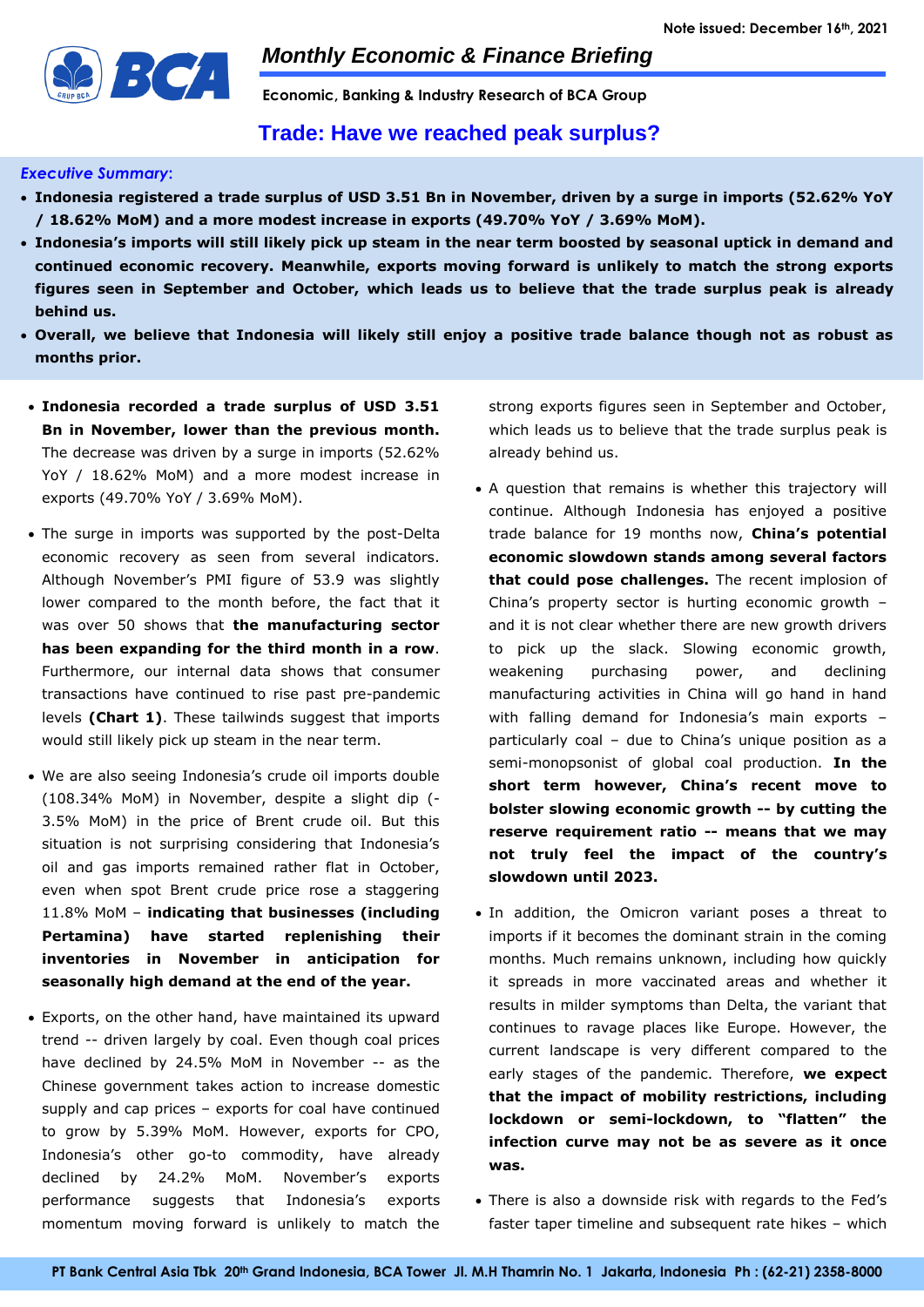Note issued: December 16th, 2021

# Monthly Economic & Finance Briefing

**Economic, Banking & Industry Research of BCA Group**

## Trade: Have we reached peak surplus?

***Executive Summary*:**

- **Indonesia registered a trade surplus of USD 3.51 Bn in November, driven by a surge in imports (52.62% YoY / 18.62% MoM) and a more modest increase in exports (49.70% YoY / 3.69% MoM).**
- **Indonesia's imports will still likely pick up steam in the near term boosted by seasonal uptick in demand and continued economic recovery. Meanwhile, exports moving forward is unlikely to match the strong exports figures seen in September and October, which leads us to believe that the trade surplus peak is already behind us.**
- **Overall, we believe that Indonesia will likely still enjoy a positive trade balance though not as robust as months prior.**

- **Indonesia recorded a trade surplus of USD 3.51 Bn in November, lower than the previous month.** The decrease was driven by a surge in imports (52.62% YoY / 18.62% MoM) and a more modest increase in exports (49.70% YoY / 3.69% MoM).
- The surge in imports was supported by the post-Delta economic recovery as seen from several indicators. Although November's PMI figure of 53.9 was slightly lower compared to the month before, the fact that it was over 50 shows that **the manufacturing sector has been expanding for the third month in a row**. Furthermore, our internal data shows that consumer transactions have continued to rise past pre-pandemic levels **(Chart 1)**. These tailwinds suggest that imports would still likely pick up steam in the near term.
- We are also seeing Indonesia's crude oil imports double (108.34% MoM) in November, despite a slight dip (-3.5% MoM) in the price of Brent crude oil. But this situation is not surprising considering that Indonesia's oil and gas imports remained rather flat in October, even when spot Brent crude price rose a staggering 11.8% MoM – **indicating that businesses (including Pertamina) have started replenishing their inventories in November in anticipation for seasonally high demand at the end of the year.**
- Exports, on the other hand, have maintained its upward trend -- driven largely by coal. Even though coal prices have declined by 24.5% MoM in November -- as the Chinese government takes action to increase domestic supply and cap prices – exports for coal have continued to grow by 5.39% MoM. However, exports for CPO, Indonesia's other go-to commodity, have already declined by 24.2% MoM. November's exports performance suggests that Indonesia's exports momentum moving forward is unlikely to match the strong exports figures seen in September and October, which leads us to believe that the trade surplus peak is already behind us.
- A question that remains is whether this trajectory will continue. Although Indonesia has enjoyed a positive trade balance for 19 months now, **China's potential economic slowdown stands among several factors that could pose challenges.** The recent implosion of China's property sector is hurting economic growth – and it is not clear whether there are new growth drivers to pick up the slack. Slowing economic growth, weakening purchasing power, and declining manufacturing activities in China will go hand in hand with falling demand for Indonesia's main exports – particularly coal – due to China's unique position as a semi-monopsonist of global coal production. **In the short term however, China's recent move to bolster slowing economic growth -- by cutting the reserve requirement ratio -- means that we may not truly feel the impact of the country's slowdown until 2023.**
- In addition, the Omicron variant poses a threat to imports if it becomes the dominant strain in the coming months. Much remains unknown, including how quickly it spreads in more vaccinated areas and whether it results in milder symptoms than Delta, the variant that continues to ravage places like Europe. However, the current landscape is very different compared to the early stages of the pandemic. Therefore, **we expect that the impact of mobility restrictions, including lockdown or semi-lockdown, to "flatten" the infection curve may not be as severe as it once was.**
- There is also a downside risk with regards to the Fed's faster taper timeline and subsequent rate hikes – which

PT Bank Central Asia Tbk 20th Grand Indonesia, BCA Tower Jl. M.H Thamrin No. 1 Jakarta, Indonesia Ph : (62-21) 2358-8000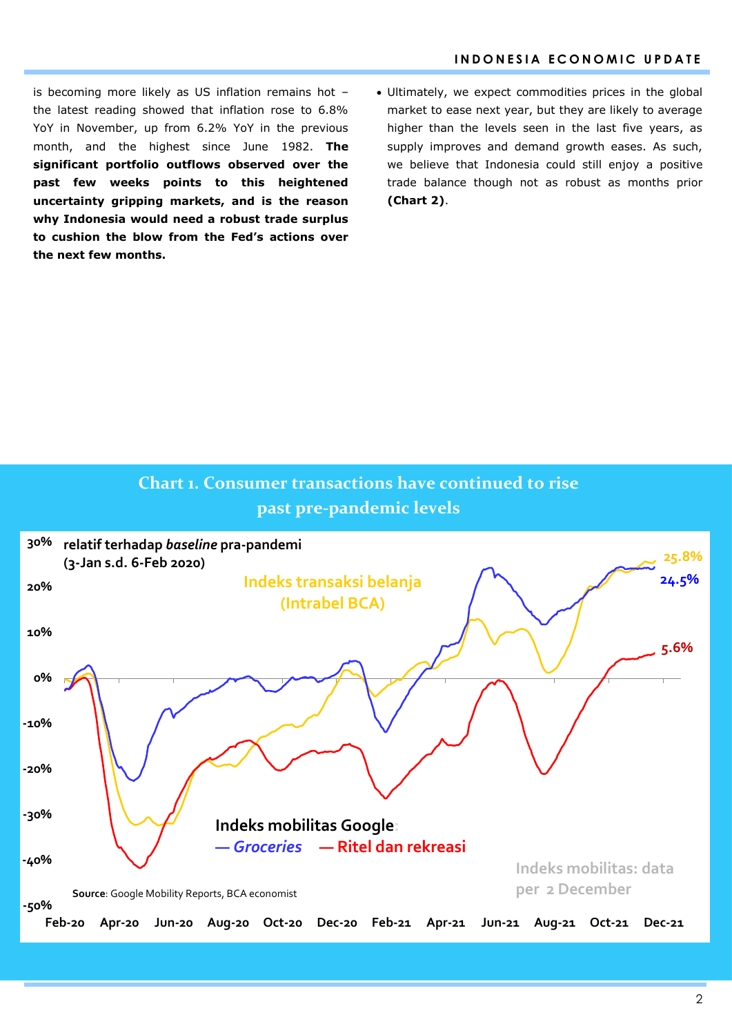is becoming more likely as US inflation remains hot – the latest reading showed that inflation rose to 6.8% YoY in November, up from 6.2% YoY in the previous month, and the highest since June 1982. **The significant portfolio outflows observed over the past few weeks points to this heightened uncertainty gripping markets, and is the reason why Indonesia would need a robust trade surplus to cushion the blow from the Fed's actions over the next few months.**

- Ultimately, we expect commodities prices in the global market to ease next year, but they are likely to average higher than the levels seen in the last five years, as supply improves and demand growth eases. As such, we believe that Indonesia could still enjoy a positive trade balance though not as robust as months prior **(Chart 2)**.

**Chart 1. Consumer transactions have continued to rise past pre-pandemic levels**

relatif terhadap *baseline* pra-pandemi (3-Jan s.d. 6-Feb 2020)

Indeks transaksi belanja (Intrabel BCA): 25.8%

Indeks mobilitas Google: *Groceries* 24.5%; Ritel dan rekreasi 5.6%

Indeks mobilitas: data per 2 December

**Source**: Google Mobility Reports, BCA economist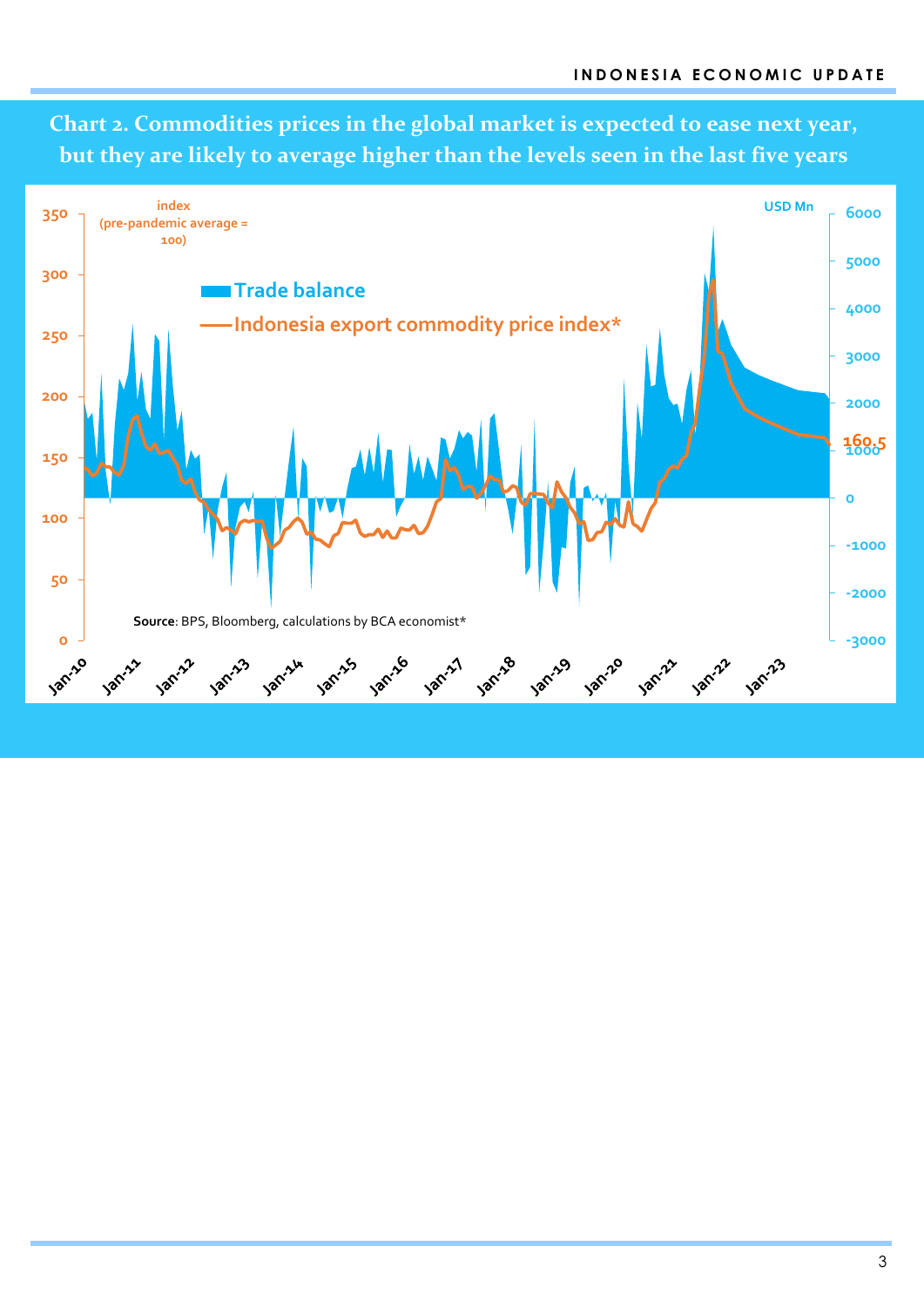**Chart 2. Commodities prices in the global market is expected to ease next year, but they are likely to average higher than the levels seen in the last five years**

index (pre-pandemic average = 100)

USD Mn

Trade balance

Indonesia export commodity price index*

160.5

Source: BPS, Bloomberg, calculations by BCA economist*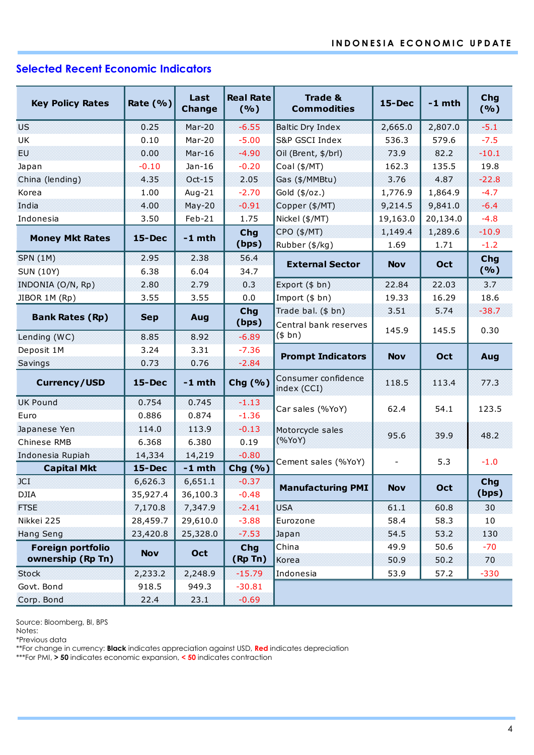## Selected Recent Economic Indicators

| Key Policy Rates | Rate (%) | Last Change | Real Rate (%) |
|---|---|---|---|
| US | 0.25 | Mar-20 | -6.55 |
| UK | 0.10 | Mar-20 | -5.00 |
| EU | 0.00 | Mar-16 | -4.90 |
| Japan | -0.10 | Jan-16 | -0.20 |
| China (lending) | 4.35 | Oct-15 | 2.05 |
| Korea | 1.00 | Aug-21 | -2.70 |
| India | 4.00 | May-20 | -0.91 |
| Indonesia | 3.50 | Feb-21 | 1.75 |

| Money Mkt Rates | 15-Dec | -1 mth | Chg (bps) |
|---|---|---|---|
| SPN (1M) | 2.95 | 2.38 | 56.4 |
| SUN (10Y) | 6.38 | 6.04 | 34.7 |
| INDONIA (O/N, Rp) | 2.80 | 2.79 | 0.3 |
| JIBOR 1M (Rp) | 3.55 | 3.55 | 0.0 |

| Bank Rates (Rp) | Sep | Aug | Chg (bps) |
|---|---|---|---|
| Lending (WC) | 8.85 | 8.92 | -6.89 |
| Deposit 1M | 3.24 | 3.31 | -7.36 |
| Savings | 0.73 | 0.76 | -2.84 |

| Currency/USD | 15-Dec | -1 mth | Chg (%) |
|---|---|---|---|
| UK Pound | 0.754 | 0.745 | -1.13 |
| Euro | 0.886 | 0.874 | -1.36 |
| Japanese Yen | 114.0 | 113.9 | -0.13 |
| Chinese RMB | 6.368 | 6.380 | 0.19 |
| Indonesia Rupiah | 14,334 | 14,219 | -0.80 |

| Capital Mkt | 15-Dec | -1 mth | Chg (%) |
|---|---|---|---|
| JCI | 6,626.3 | 6,651.1 | -0.37 |
| DJIA | 35,927.4 | 36,100.3 | -0.48 |
| FTSE | 7,170.8 | 7,347.9 | -2.41 |
| Nikkei 225 | 28,459.7 | 29,610.0 | -3.88 |
| Hang Seng | 23,420.8 | 25,328.0 | -7.53 |

| Foreign portfolio ownership (Rp Tn) | Nov | Oct | Chg (Rp Tn) |
|---|---|---|---|
| Stock | 2,233.2 | 2,248.9 | -15.79 |
| Govt. Bond | 918.5 | 949.3 | -30.81 |
| Corp. Bond | 22.4 | 23.1 | -0.69 |

| Trade & Commodities | 15-Dec | -1 mth | Chg (%) |
|---|---|---|---|
| Baltic Dry Index | 2,665.0 | 2,807.0 | -5.1 |
| S&P GSCI Index | 536.3 | 579.6 | -7.5 |
| Oil (Brent, $/brl) | 73.9 | 82.2 | -10.1 |
| Coal ($/MT) | 162.3 | 135.5 | 19.8 |
| Gas ($/MMBtu) | 3.76 | 4.87 | -22.8 |
| Gold ($/oz.) | 1,776.9 | 1,864.9 | -4.7 |
| Copper ($/MT) | 9,214.5 | 9,841.0 | -6.4 |
| Nickel ($/MT) | 19,163.0 | 20,134.0 | -4.8 |
| CPO ($/MT) | 1,149.4 | 1,289.6 | -10.9 |
| Rubber ($/kg) | 1.69 | 1.71 | -1.2 |

| External Sector | Nov | Oct | Chg (%) |
|---|---|---|---|
| Export ($ bn) | 22.84 | 22.03 | 3.7 |
| Import ($ bn) | 19.33 | 16.29 | 18.6 |
| Trade bal. ($ bn) | 3.51 | 5.74 | -38.7 |
| Central bank reserves ($ bn) | 145.9 | 145.5 | 0.30 |

| Prompt Indicators | Nov | Oct | Aug |
|---|---|---|---|
| Consumer confidence index (CCI) | 118.5 | 113.4 | 77.3 |
| Car sales (%YoY) | 62.4 | 54.1 | 123.5 |
| Motorcycle sales (%YoY) | 95.6 | 39.9 | 48.2 |
| Cement sales (%YoY) | - | 5.3 | -1.0 |

| Manufacturing PMI | Nov | Oct | Chg (bps) |
|---|---|---|---|
| USA | 61.1 | 60.8 | 30 |
| Eurozone | 58.4 | 58.3 | 10 |
| Japan | 54.5 | 53.2 | 130 |
| China | 49.9 | 50.6 | -70 |
| Korea | 50.9 | 50.2 | 70 |
| Indonesia | 53.9 | 57.2 | -330 |

Source: Bloomberg, BI, BPS
Notes:
*Previous data
**For change in currency: **Black** indicates appreciation against USD, **Red** indicates depreciation
***For PMI, **> 50** indicates economic expansion, **< 50** indicates contraction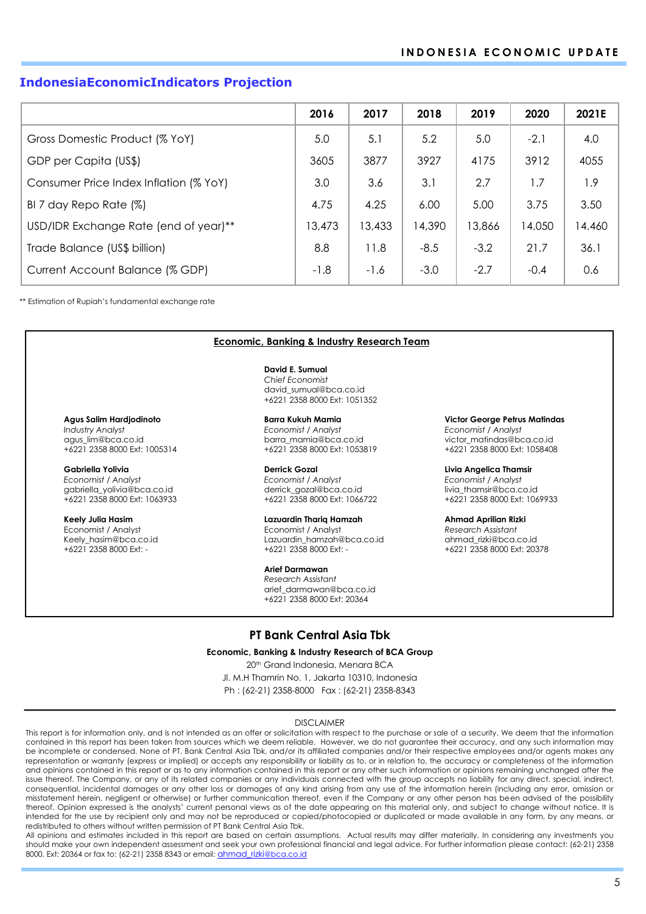## IndonesiaEconomicIndicators Projection

| | 2016 | 2017 | 2018 | 2019 | 2020 | 2021E |
|---|---|---|---|---|---|---|
| Gross Domestic Product (% YoY) | 5.0 | 5.1 | 5.2 | 5.0 | -2.1 | 4.0 |
| GDP per Capita (US$) | 3605 | 3877 | 3927 | 4175 | 3912 | 4055 |
| Consumer Price Index Inflation (% YoY) | 3.0 | 3.6 | 3.1 | 2.7 | 1.7 | 1.9 |
| BI 7 day Repo Rate (%) | 4.75 | 4.25 | 6.00 | 5.00 | 3.75 | 3.50 |
| USD/IDR Exchange Rate (end of year)** | 13,473 | 13,433 | 14,390 | 13,866 | 14.050 | 14.460 |
| Trade Balance (US$ billion) | 8.8 | 11.8 | -8.5 | -3.2 | 21.7 | 36.1 |
| Current Account Balance (% GDP) | -1.8 | -1.6 | -3.0 | -2.7 | -0.4 | 0.6 |

** Estimation of Rupiah's fundamental exchange rate

**Economic, Banking & Industry Research Team**

**David E. Sumual**
*Chief Economist*
david_sumual@bca.co.id
+6221 2358 8000 Ext: 1051352

**Agus Salim Hardjodinoto**
*Industry Analyst*
agus_lim@bca.co.id
+6221 2358 8000 Ext: 1005314

**Barra Kukuh Mamia**
*Economist / Analyst*
barra_mamia@bca.co.id
+6221 2358 8000 Ext: 1053819

**Victor George Petrus Matindas**
*Economist / Analyst*
victor_matindas@bca.co.id
+6221 2358 8000 Ext: 1058408

**Gabriella Yolivia**
*Economist / Analyst*
gabriella_yolivia@bca.co.id
+6221 2358 8000 Ext: 1063933

**Derrick Gozal**
*Economist / Analyst*
derrick_gozal@bca.co.id
+6221 2358 8000 Ext: 1066722

**Livia Angelica Thamsir**
*Economist / Analyst*
livia_thamsir@bca.co.id
+6221 2358 8000 Ext: 1069933

**Keely Julia Hasim**
Economist / Analyst
Keely_hasim@bca.co.id
+6221 2358 8000 Ext: -

**Lazuardin Thariq Hamzah**
Economist / Analyst
Lazuardin_hamzah@bca.co.id
+6221 2358 8000 Ext: -

**Ahmad Aprilian Rizki**
*Research Assistant*
ahmad_rizki@bca.co.id
+6221 2358 8000 Ext: 20378

**Arief Darmawan**
*Research Assistant*
arief_darmawan@bca.co.id
+6221 2358 8000 Ext: 20364

## PT Bank Central Asia Tbk

**Economic, Banking & Industry Research of BCA Group**
20th Grand Indonesia, Menara BCA
Jl. M.H Thamrin No. 1, Jakarta 10310, Indonesia
Ph : (62-21) 2358-8000 Fax : (62-21) 2358-8343

DISCLAIMER

This report is for information only, and is not intended as an offer or solicitation with respect to the purchase or sale of a security. We deem that the information contained in this report has been taken from sources which we deem reliable. However, we do not guarantee their accuracy, and any such information may be incomplete or condensed. None of PT. Bank Central Asia Tbk, and/or its affiliated companies and/or their respective employees and/or agents makes any representation or warranty (express or implied) or accepts any responsibility or liability as to, or in relation to, the accuracy or completeness of the information and opinions contained in this report or as to any information contained in this report or any other such information or opinions remaining unchanged after the issue thereof. The Company, or any of its related companies or any individuals connected with the group accepts no liability for any direct, special, indirect, consequential, incidental damages or any other loss or damages of any kind arising from any use of the information herein (including any error, omission or misstatement herein, negligent or otherwise) or further communication thereof, even if the Company or any other person has been advised of the possibility thereof. Opinion expressed is the analysts' current personal views as of the date appearing on this material only, and subject to change without notice. It is intended for the use by recipient only and may not be reproduced or copied/photocopied or duplicated or made available in any form, by any means, or redistributed to others without written permission of PT Bank Central Asia Tbk.
All opinions and estimates included in this report are based on certain assumptions. Actual results may differ materially. In considering any investments you should make your own independent assessment and seek your own professional financial and legal advice. For further information please contact: (62-21) 2358 8000, Ext: 20364 or fax to: (62-21) 2358 8343 or email: ahmad_rizki@bca.co.id